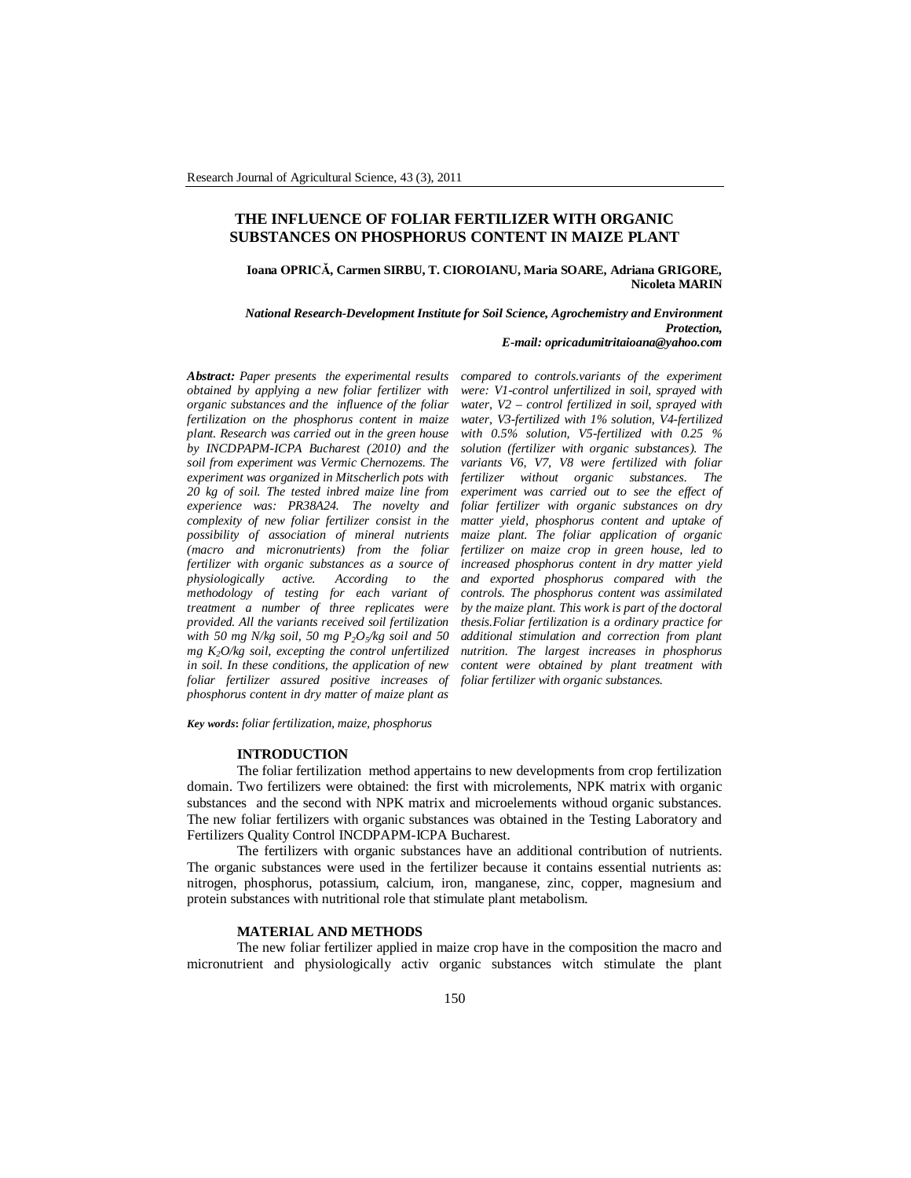# THE INFLUENCE OF FOLIAR FERTILIZER WITH ORGANIC SUBSTANCES ON PHOSPHORUS CONTENT IN MAIZE PLANT

**Ioana OPRICĂ, Carmen SIRBU, T. CIOROIANU, Maria SOARE, Adriana GRIGORE, Nicoleta MARIN**

***National Research-Development Institute for Soil Science, Agrochemistry and Environment Protection,***
***E-mail: opricadumitritaioana@yahoo.com***

***Abstract:*** *Paper presents the experimental results obtained by applying a new foliar fertilizer with organic substances and the influence of the foliar fertilization on the phosphorus content in maize plant. Research was carried out in the green house by INCDPAPM-ICPA Bucharest (2010) and the soil from experiment was Vermic Chernozems. The experiment was organized in Mitscherlich pots with 20 kg of soil. The tested inbred maize line from experience was: PR38A24. The novelty and complexity of new foliar fertilizer consist in the possibility of association of mineral nutrients (macro and micronutrients) from the foliar fertilizer with organic substances as a source of physiologically active. According to the methodology of testing for each variant of treatment a number of three replicates were provided. All the variants received soil fertilization with 50 mg N/kg soil, 50 mg $P_2O_5$/kg soil and 50 mg $K_2O$/kg soil, excepting the control unfertilized in soil. In these conditions, the application of new foliar fertilizer assured positive increases of phosphorus content in dry matter of maize plant as compared to controls.variants of the experiment were: V1-control unfertilized in soil, sprayed with water, V2 – control fertilized in soil, sprayed with water, V3-fertilized with 1% solution, V4-fertilized with 0.5% solution, V5-fertilized with 0.25 % solution (fertilizer with organic substances). The variants V6, V7, V8 were fertilized with foliar fertilizer without organic substances. The experiment was carried out to see the effect of foliar fertilizer with organic substances on dry matter yield, phosphorus content and uptake of maize plant. The foliar application of organic fertilizer on maize crop in green house, led to increased phosphorus content in dry matter yield and exported phosphorus compared with the controls. The phosphorus content was assimilated by the maize plant. This work is part of the doctoral thesis.Foliar fertilization is a ordinary practice for additional stimulation and correction from plant nutrition. The largest increases in phosphorus content were obtained by plant treatment with foliar fertilizer with organic substances.*

***Key words:*** *foliar fertilization, maize, phosphorus*

## INTRODUCTION

The foliar fertilization method appertains to new developments from crop fertilization domain. Two fertilizers were obtained: the first with microlements, NPK matrix with organic substances and the second with NPK matrix and microelements withoud organic substances. The new foliar fertilizers with organic substances was obtained in the Testing Laboratory and Fertilizers Quality Control INCDPAPM-ICPA Bucharest.

The fertilizers with organic substances have an additional contribution of nutrients. The organic substances were used in the fertilizer because it contains essential nutrients as: nitrogen, phosphorus, potassium, calcium, iron, manganese, zinc, copper, magnesium and protein substances with nutritional role that stimulate plant metabolism.

## MATERIAL AND METHODS

The new foliar fertilizer applied in maize crop have in the composition the macro and micronutrient and physiologically activ organic substances witch stimulate the plant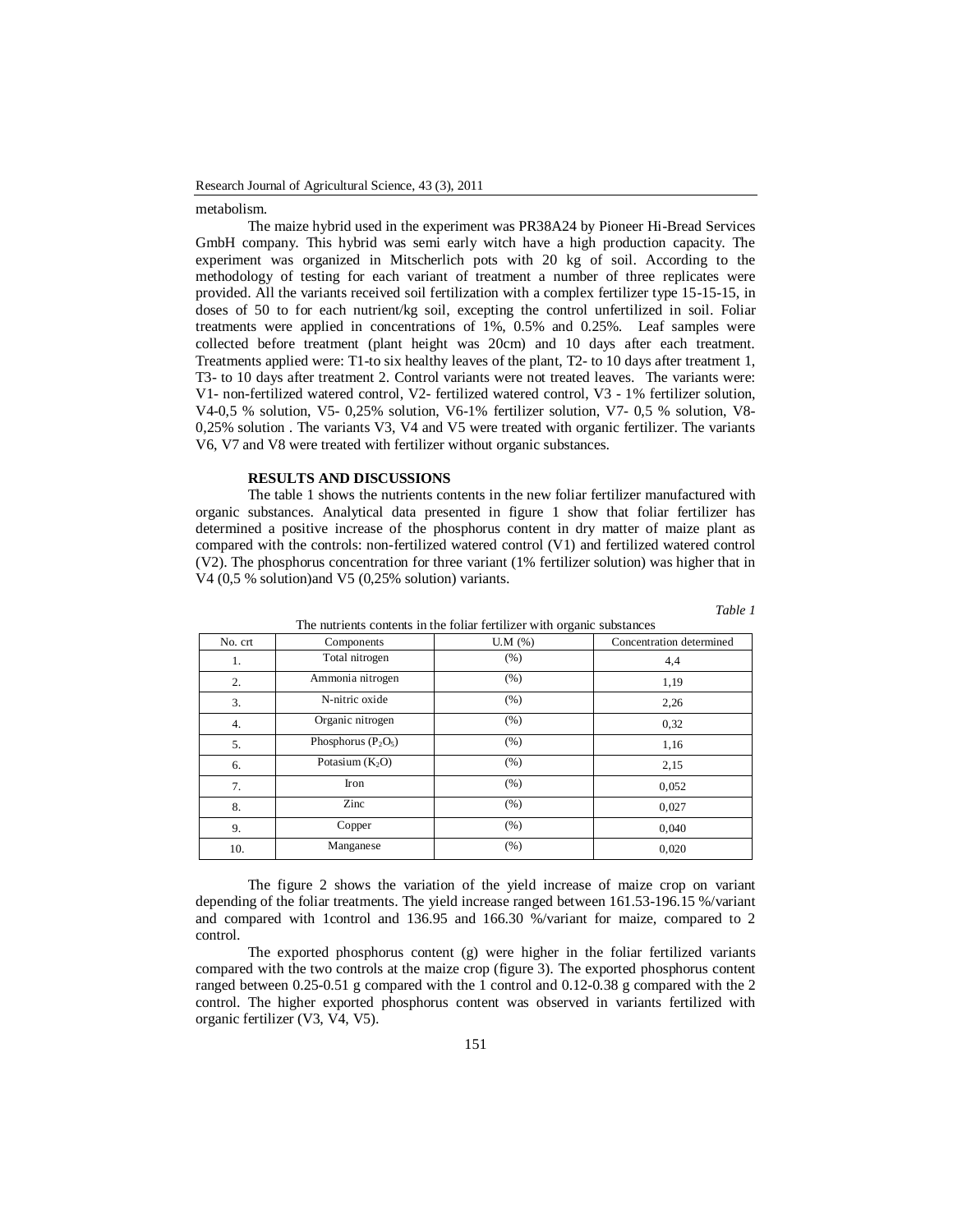metabolism.

The maize hybrid used in the experiment was PR38A24 by Pioneer Hi-Bread Services GmbH company. This hybrid was semi early witch have a high production capacity. The experiment was organized in Mitscherlich pots with 20 kg of soil. According to the methodology of testing for each variant of treatment a number of three replicates were provided. All the variants received soil fertilization with a complex fertilizer type 15-15-15, in doses of 50 to for each nutrient/kg soil, excepting the control unfertilized in soil. Foliar treatments were applied in concentrations of 1%, 0.5% and 0.25%. Leaf samples were collected before treatment (plant height was 20cm) and 10 days after each treatment. Treatments applied were: T1-to six healthy leaves of the plant, T2- to 10 days after treatment 1, T3- to 10 days after treatment 2. Control variants were not treated leaves. The variants were: V1- non-fertilized watered control, V2- fertilized watered control, V3 - 1% fertilizer solution, V4-0,5 % solution, V5- 0,25% solution, V6-1% fertilizer solution, V7- 0,5 % solution, V8- 0,25% solution . The variants V3, V4 and V5 were treated with organic fertilizer. The variants V6, V7 and V8 were treated with fertilizer without organic substances.

## RESULTS AND DISCUSSIONS

The table 1 shows the nutrients contents in the new foliar fertilizer manufactured with organic substances. Analytical data presented in figure 1 show that foliar fertilizer has determined a positive increase of the phosphorus content in dry matter of maize plant as compared with the controls: non-fertilized watered control (V1) and fertilized watered control (V2). The phosphorus concentration for three variant (1% fertilizer solution) was higher that in V4 (0,5 % solution)and V5 (0,25% solution) variants.

*Table 1*

The nutrients contents in the foliar fertilizer with organic substances

| No. crt | Components | U.M (%) | Concentration determined |
|---|---|---|---|
| 1. | Total nitrogen | (%) | 4,4 |
| 2. | Ammonia nitrogen | (%) | 1,19 |
| 3. | N-nitric oxide | (%) | 2,26 |
| 4. | Organic nitrogen | (%) | 0,32 |
| 5. | Phosphorus ($P_2O_5$) | (%) | 1,16 |
| 6. | Potasium ($K_2O$) | (%) | 2,15 |
| 7. | Iron | (%) | 0,052 |
| 8. | Zinc | (%) | 0,027 |
| 9. | Copper | (%) | 0,040 |
| 10. | Manganese | (%) | 0,020 |

The figure 2 shows the variation of the yield increase of maize crop on variant depending of the foliar treatments. The yield increase ranged between 161.53-196.15 %/variant and compared with 1control and 136.95 and 166.30 %/variant for maize, compared to 2 control.

The exported phosphorus content (g) were higher in the foliar fertilized variants compared with the two controls at the maize crop (figure 3). The exported phosphorus content ranged between 0.25-0.51 g compared with the 1 control and 0.12-0.38 g compared with the 2 control. The higher exported phosphorus content was observed in variants fertilized with organic fertilizer (V3, V4, V5).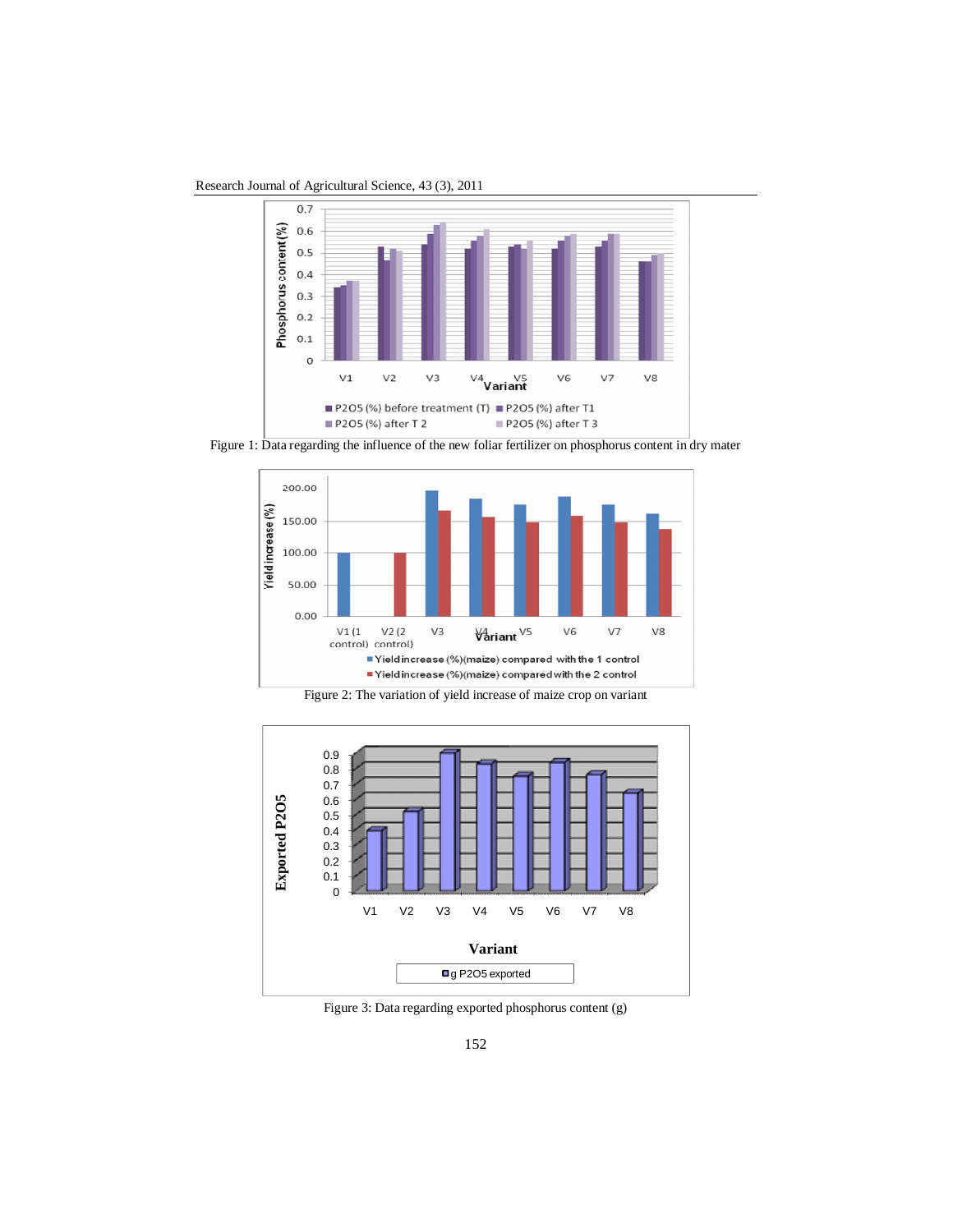Figure 1: Data regarding the influence of the new foliar fertilizer on phosphorus content in dry mater

Figure 2: The variation of yield increase of maize crop on variant

Figure 3: Data regarding exported phosphorus content (g)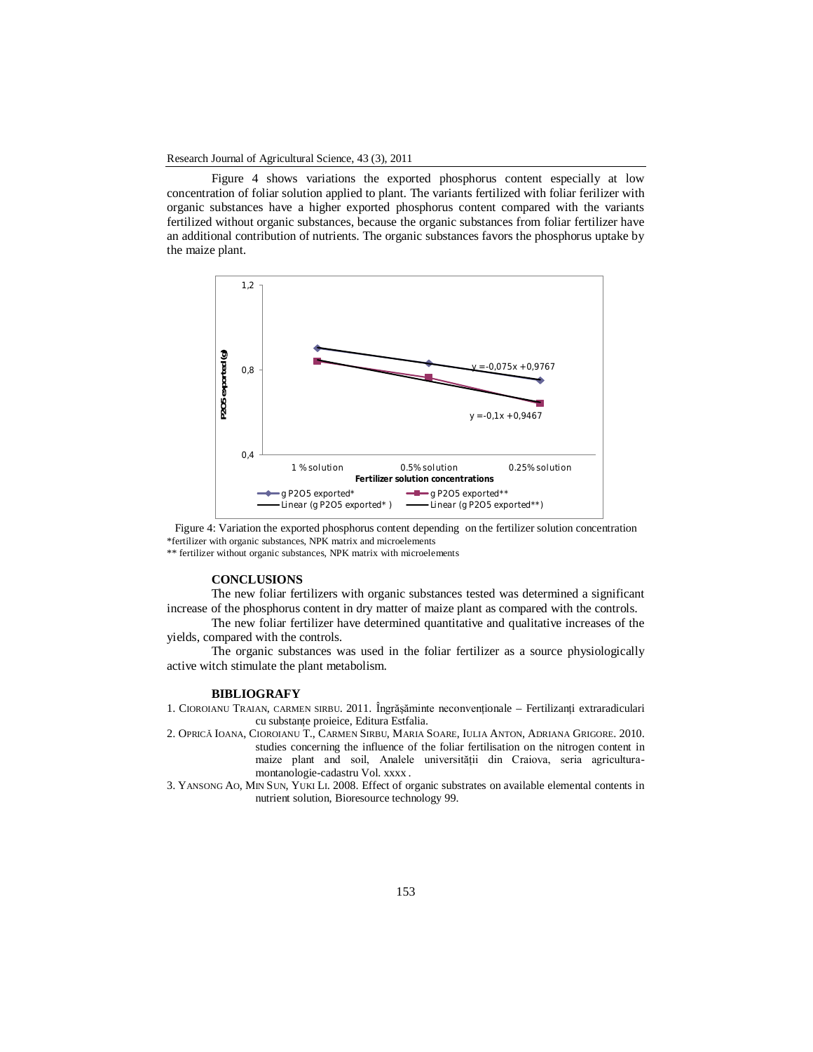Figure 4 shows variations the exported phosphorus content especially at low concentration of foliar solution applied to plant. The variants fertilized with foliar ferilizer with organic substances have a higher exported phosphorus content compared with the variants fertilized without organic substances, because the organic substances from foliar fertilizer have an additional contribution of nutrients. The organic substances favors the phosphorus uptake by the maize plant.

1,2

0,8

0,4

P2O5 exported (g)

y = -0,075x + 0,9767

y = -0,1x + 0,9467

1 % solution

0.5% solution

0.25% solution

Fertilizer solution concentrations

g P2O5 exported*

g P2O5 exported**

Linear (g P2O5 exported* )

Linear (g P2O5 exported**)

Figure 4: Variation the exported phosphorus content depending on the fertilizer solution concentration
*fertilizer with organic substances, NPK matrix and microelements
** fertilizer without organic substances, NPK matrix with microelements

## CONCLUSIONS

The new foliar fertilizers with organic substances tested was determined a significant increase of the phosphorus content in dry matter of maize plant as compared with the controls.

The new foliar fertilizer have determined quantitative and qualitative increases of the yields, compared with the controls.

The organic substances was used in the foliar fertilizer as a source physiologically active witch stimulate the plant metabolism.

## BIBLIOGRAFY

1. CIOROIANU TRAIAN, CARMEN SIRBU. 2011. Îngrășăminte neconvenționale – Fertilizanți extraradiculari cu substanțe proieice, Editura Estfalia.
2. OPRICĂ IOANA, CIOROIANU T., CARMEN SIRBU, MARIA SOARE, IULIA ANTON, ADRIANA GRIGORE. 2010. studies concerning the influence of the foliar fertilisation on the nitrogen content in maize plant and soil, Analele universității din Craiova, seria agricultura-montanologie-cadastru Vol. xxxx .
3. YANSONG AO, MIN SUN, YUKI LI. 2008. Effect of organic substrates on available elemental contents in nutrient solution, Bioresource technology 99.